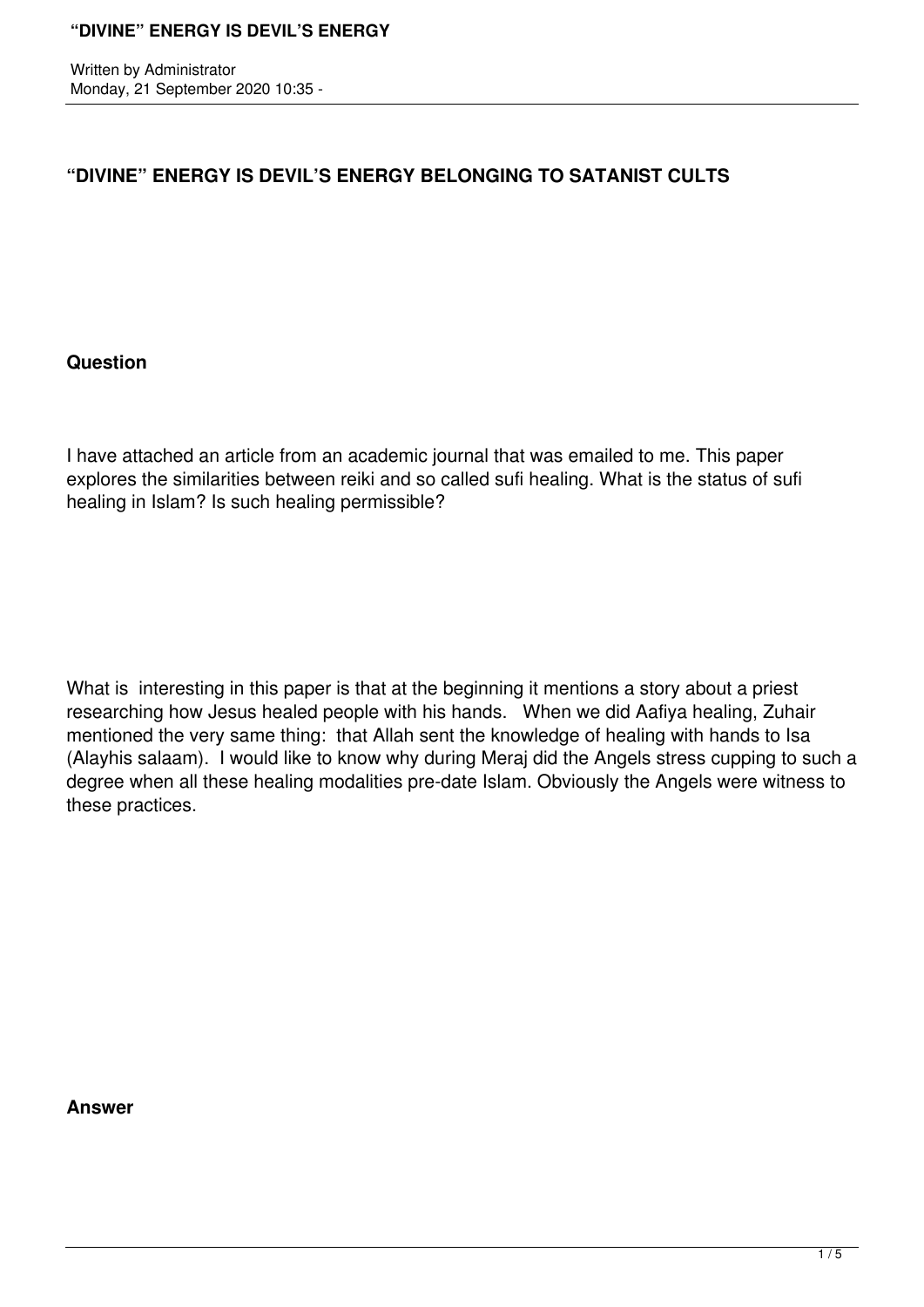## "DIVINE" ENERGY IS DEVIL'S ENERGY BELONGING TO SATANIST CULTS

**Question**

I have attached an article from an academic journal that was emailed to me. This paper explores the similarities between reiki and so called sufi healing. What is the status of sufi healing in Islam? Is such healing permissible?

What is interesting in this paper is that at the beginning it mentions a story about a priest researching how Jesus healed people with his hands. When we did Aafiya healing, Zuhair mentioned the very same thing: that Allah sent the knowledge of healing with hands to Isa (Alayhis salaam). I would like to know why during Meraj did the Angels stress cupping to such a degree when all these healing modalities pre-date Islam. Obviously the Angels were witness to these practices.

**Answer**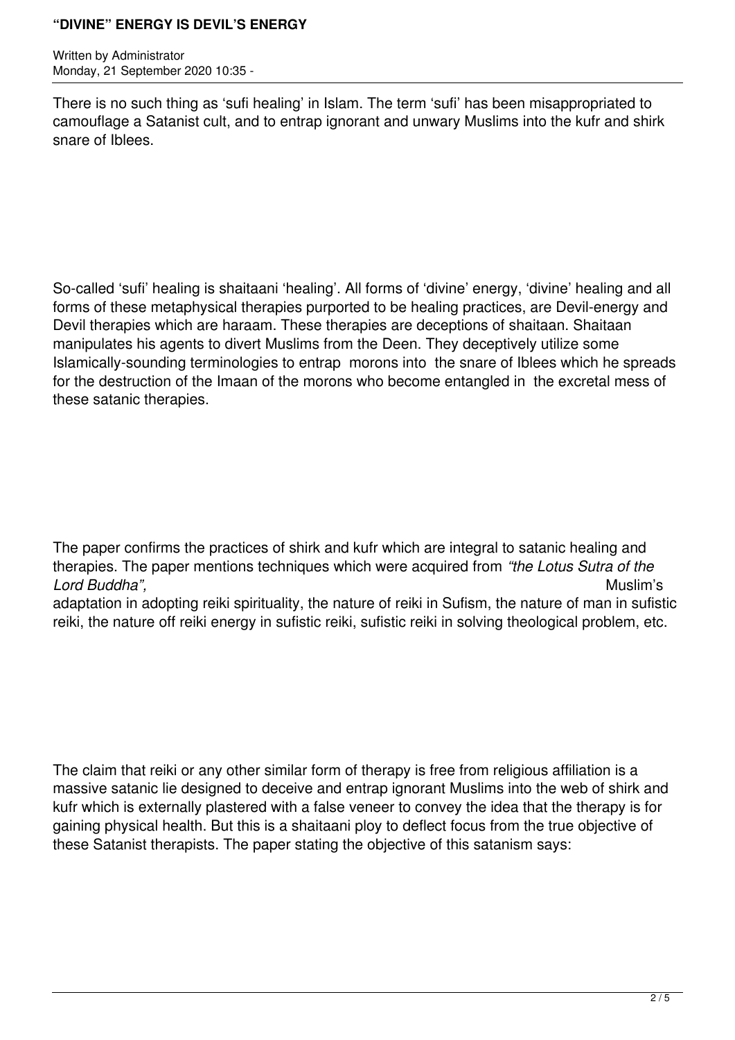There is no such thing as 'sufi healing' in Islam. The term 'sufi' has been misappropriated to camouflage a Satanist cult, and to entrap ignorant and unwary Muslims into the kufr and shirk snare of Iblees.

So-called 'sufi' healing is shaitaani 'healing'. All forms of 'divine' energy, 'divine' healing and all forms of these metaphysical therapies purported to be healing practices, are Devil-energy and Devil therapies which are haraam. These therapies are deceptions of shaitaan. Shaitaan manipulates his agents to divert Muslims from the Deen. They deceptively utilize some Islamically-sounding terminologies to entrap morons into the snare of Iblees which he spreads for the destruction of the Imaan of the morons who become entangled in the excretal mess of these satanic therapies.

The paper confirms the practices of shirk and kufr which are integral to satanic healing and therapies. The paper mentions techniques which were acquired from *"the Lotus Sutra of the Lord Buddha",* Muslim's adaptation in adopting reiki spirituality, the nature of reiki in Sufism, the nature of man in sufistic reiki, the nature off reiki energy in sufistic reiki, sufistic reiki in solving theological problem, etc.

The claim that reiki or any other similar form of therapy is free from religious affiliation is a massive satanic lie designed to deceive and entrap ignorant Muslims into the web of shirk and kufr which is externally plastered with a false veneer to convey the idea that the therapy is for gaining physical health. But this is a shaitaani ploy to deflect focus from the true objective of these Satanist therapists. The paper stating the objective of this satanism says: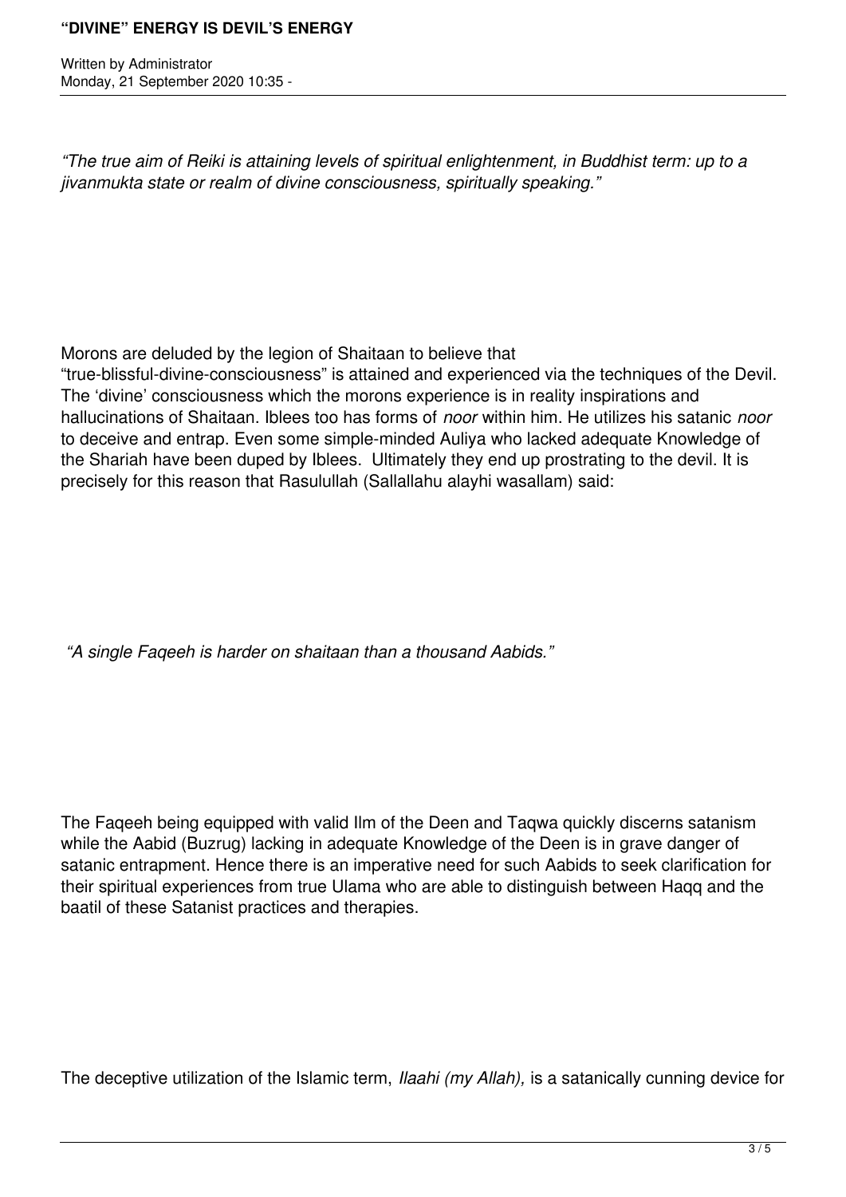*"The true aim of Reiki is attaining levels of spiritual enlightenment, in Buddhist term: up to a jivanmukta state or realm of divine consciousness, spiritually speaking."*

Morons are deluded by the legion of Shaitaan to believe that "true-blissful-divine-consciousness" is attained and experienced via the techniques of the Devil. The 'divine' consciousness which the morons experience is in reality inspirations and hallucinations of Shaitaan. Iblees too has forms of *noor* within him. He utilizes his satanic *noor* to deceive and entrap. Even some simple-minded Auliya who lacked adequate Knowledge of the Shariah have been duped by Iblees. Ultimately they end up prostrating to the devil. It is precisely for this reason that Rasulullah (Sallallahu alayhi wasallam) said:

*"A single Faqeeh is harder on shaitaan than a thousand Aabids."*

The Faqeeh being equipped with valid Ilm of the Deen and Taqwa quickly discerns satanism while the Aabid (Buzrug) lacking in adequate Knowledge of the Deen is in grave danger of satanic entrapment. Hence there is an imperative need for such Aabids to seek clarification for their spiritual experiences from true Ulama who are able to distinguish between Haqq and the baatil of these Satanist practices and therapies.

The deceptive utilization of the Islamic term, *Ilaahi (my Allah),* is a satanically cunning device for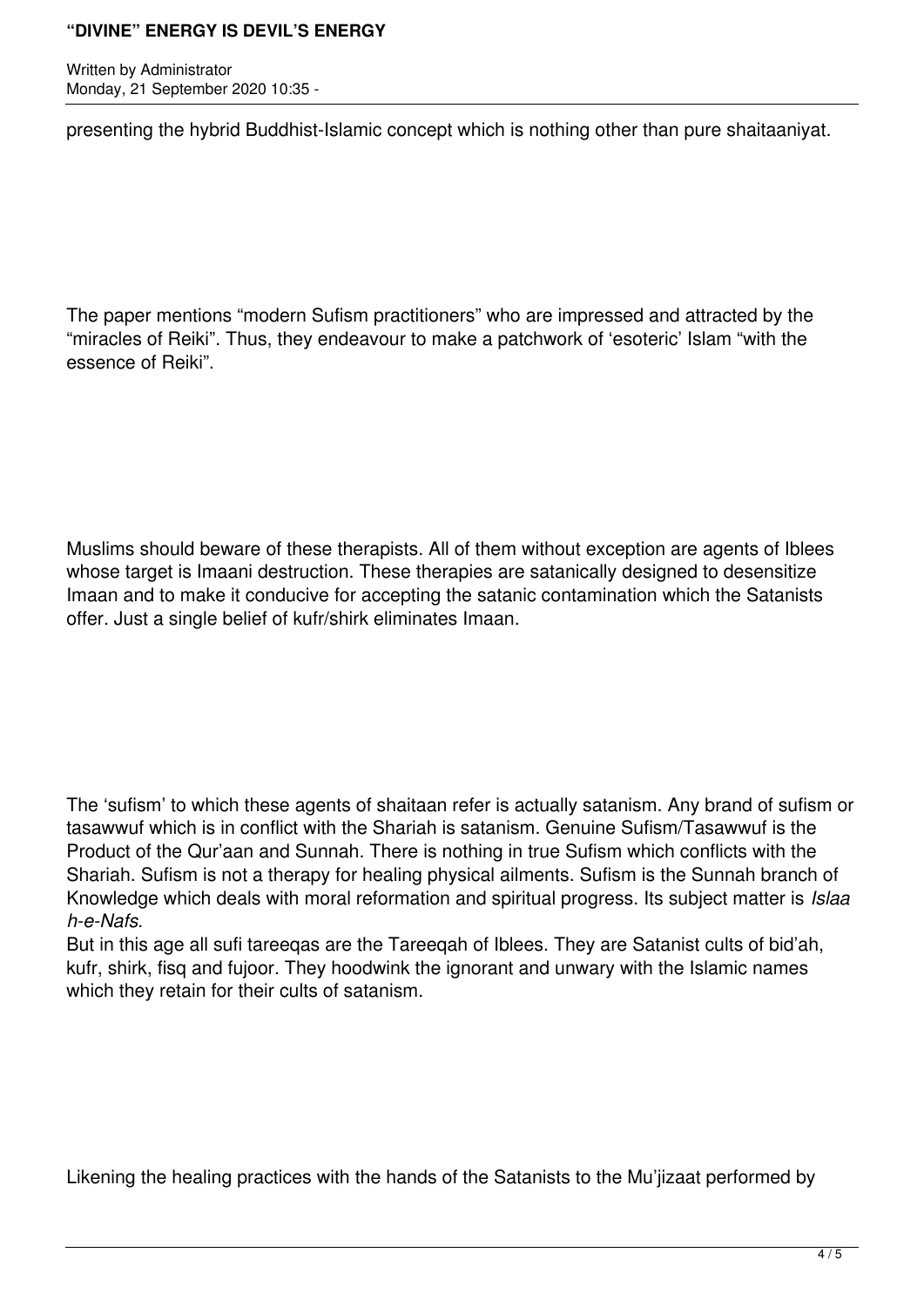presenting the hybrid Buddhist-Islamic concept which is nothing other than pure shaitaaniyat.

The paper mentions "modern Sufism practitioners" who are impressed and attracted by the "miracles of Reiki". Thus, they endeavour to make a patchwork of 'esoteric' Islam "with the essence of Reiki".

Muslims should beware of these therapists. All of them without exception are agents of Iblees whose target is Imaani destruction. These therapies are satanically designed to desensitize Imaan and to make it conducive for accepting the satanic contamination which the Satanists offer. Just a single belief of kufr/shirk eliminates Imaan.

The 'sufism' to which these agents of shaitaan refer is actually satanism. Any brand of sufism or tasawwuf which is in conflict with the Shariah is satanism. Genuine Sufism/Tasawwuf is the Product of the Qur'aan and Sunnah. There is nothing in true Sufism which conflicts with the Shariah. Sufism is not a therapy for healing physical ailments. Sufism is the Sunnah branch of Knowledge which deals with moral reformation and spiritual progress. Its subject matter is *Islaah-e-Nafs.*
But in this age all sufi tareeqas are the Tareeqah of Iblees. They are Satanist cults of bid'ah, kufr, shirk, fisq and fujoor. They hoodwink the ignorant and unwary with the Islamic names which they retain for their cults of satanism.

Likening the healing practices with the hands of the Satanists to the Mu'jizaat performed by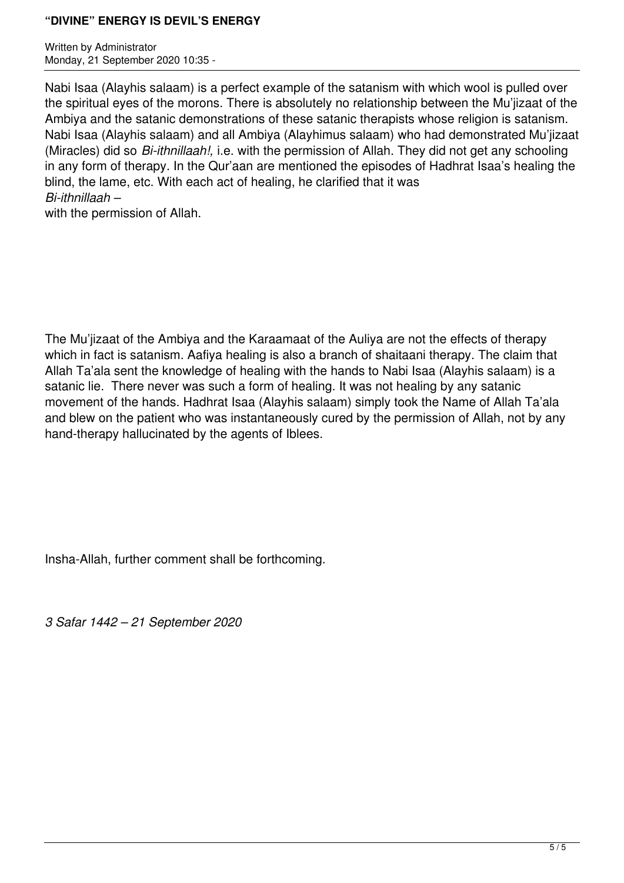Nabi Isaa (Alayhis salaam) is a perfect example of the satanism with which wool is pulled over the spiritual eyes of the morons. There is absolutely no relationship between the Mu'jizaat of the Ambiya and the satanic demonstrations of these satanic therapists whose religion is satanism. Nabi Isaa (Alayhis salaam) and all Ambiya (Alayhimus salaam) who had demonstrated Mu'jizaat (Miracles) did so *Bi-ithnillaah!,* i.e. with the permission of Allah. They did not get any schooling in any form of therapy. In the Qur'aan are mentioned the episodes of Hadhrat Isaa's healing the blind, the lame, etc. With each act of healing, he clarified that it was *Bi-ithnillaah* – with the permission of Allah.

The Mu'jizaat of the Ambiya and the Karaamaat of the Auliya are not the effects of therapy which in fact is satanism. Aafiya healing is also a branch of shaitaani therapy. The claim that Allah Ta'ala sent the knowledge of healing with the hands to Nabi Isaa (Alayhis salaam) is a satanic lie. There never was such a form of healing. It was not healing by any satanic movement of the hands. Hadhrat Isaa (Alayhis salaam) simply took the Name of Allah Ta'ala and blew on the patient who was instantaneously cured by the permission of Allah, not by any hand-therapy hallucinated by the agents of Iblees.

Insha-Allah, further comment shall be forthcoming.

*3 Safar 1442 – 21 September 2020*